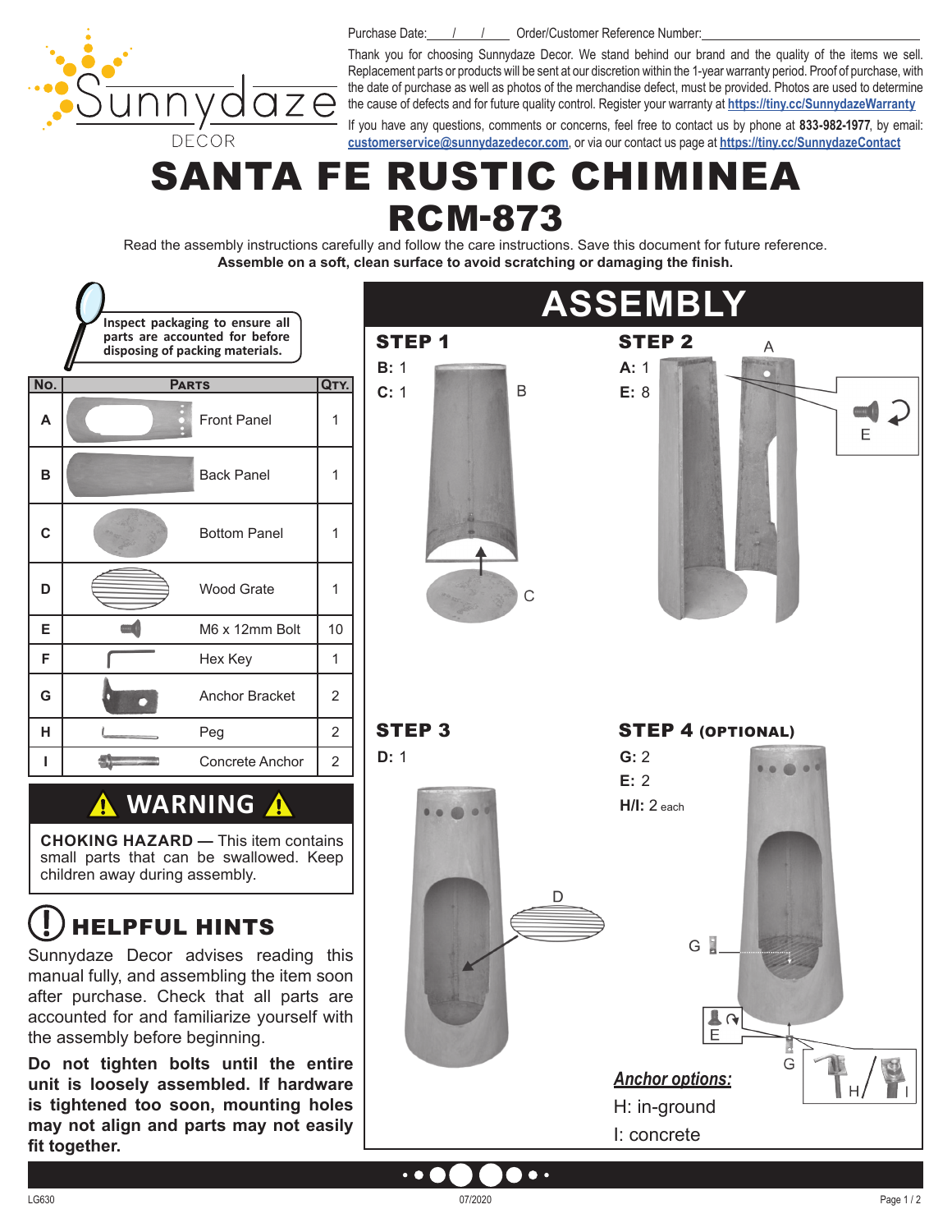Purchase Date: \_\_\_/\_\_\_/\_\_\_ Order/Customer Reference Number: \_\_\_\_\_\_\_\_\_\_\_\_\_\_\_\_\_\_\_\_

Thank you for choosing Sunnydaze Decor. We stand behind our brand and the quality of the items we sell. Replacement parts or products will be sent at our discretion within the 1-year warranty period. Proof of purchase, with the date of purchase as well as photos of the merchandise defect, must be provided. Photos are used to determine the cause of defects and for future quality control. Register your warranty at https://tiny.cc/SunnydazeWarranty

If you have any questions, comments or concerns, feel free to contact us by phone at **833-982-1977**, by email: customerservice@sunnydazedecor.com, or via our contact us page at https://tiny.cc/SunnydazeContact

# SANTA FE RUSTIC CHIMINEA
# RCM-873

Read the assembly instructions carefully and follow the care instructions. Save this document for future reference.
**Assemble on a soft, clean surface to avoid scratching or damaging the finish.**

Inspect packaging to ensure all parts are accounted for before disposing of packing materials.

| No. | Parts | Qty. |
|---|---|---|
| A | Front Panel | 1 |
| B | Back Panel | 1 |
| C | Bottom Panel | 1 |
| D | Wood Grate | 1 |
| E | M6 x 12mm Bolt | 10 |
| F | Hex Key | 1 |
| G | Anchor Bracket | 2 |
| H | Peg | 2 |
| I | Concrete Anchor | 2 |

## ⚠ WARNING ⚠

**CHOKING HAZARD —** This item contains small parts that can be swallowed. Keep children away during assembly.

## HELPFUL HINTS

Sunnydaze Decor advises reading this manual fully, and assembling the item soon after purchase. Check that all parts are accounted for and familiarize yourself with the assembly before beginning.

**Do not tighten bolts until the entire unit is loosely assembled. If hardware is tightened too soon, mounting holes may not align and parts may not easily fit together.**

## ASSEMBLY

### STEP 1

**B:** 1
**C:** 1

### STEP 2

**A:** 1
**E:** 8

### STEP 3

**D:** 1

### STEP 4 (OPTIONAL)

**G:** 2
**E:** 2
**H/I:** 2 each

***Anchor options:***
H: in-ground
I: concrete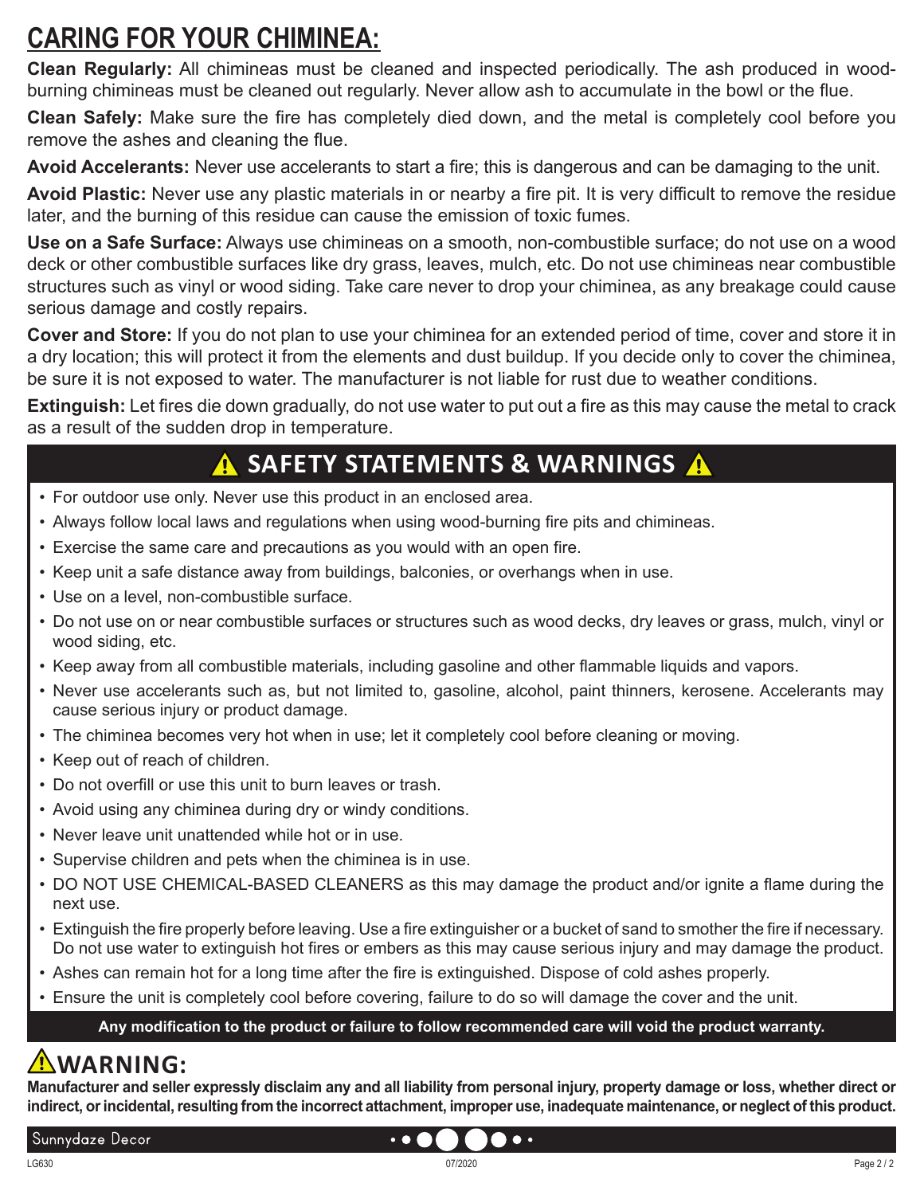# CARING FOR YOUR CHIMINEA:

**Clean Regularly:** All chimineas must be cleaned and inspected periodically. The ash produced in wood-burning chimineas must be cleaned out regularly. Never allow ash to accumulate in the bowl or the flue.

**Clean Safely:** Make sure the fire has completely died down, and the metal is completely cool before you remove the ashes and cleaning the flue.

**Avoid Accelerants:** Never use accelerants to start a fire; this is dangerous and can be damaging to the unit.

**Avoid Plastic:** Never use any plastic materials in or nearby a fire pit. It is very difficult to remove the residue later, and the burning of this residue can cause the emission of toxic fumes.

**Use on a Safe Surface:** Always use chimineas on a smooth, non-combustible surface; do not use on a wood deck or other combustible surfaces like dry grass, leaves, mulch, etc. Do not use chimineas near combustible structures such as vinyl or wood siding. Take care never to drop your chiminea, as any breakage could cause serious damage and costly repairs.

**Cover and Store:** If you do not plan to use your chiminea for an extended period of time, cover and store it in a dry location; this will protect it from the elements and dust buildup. If you decide only to cover the chiminea, be sure it is not exposed to water. The manufacturer is not liable for rust due to weather conditions.

**Extinguish:** Let fires die down gradually, do not use water to put out a fire as this may cause the metal to crack as a result of the sudden drop in temperature.

## ⚠ SAFETY STATEMENTS & WARNINGS ⚠

- For outdoor use only. Never use this product in an enclosed area.
- Always follow local laws and regulations when using wood-burning fire pits and chimineas.
- Exercise the same care and precautions as you would with an open fire.
- Keep unit a safe distance away from buildings, balconies, or overhangs when in use.
- Use on a level, non-combustible surface.
- Do not use on or near combustible surfaces or structures such as wood decks, dry leaves or grass, mulch, vinyl or wood siding, etc.
- Keep away from all combustible materials, including gasoline and other flammable liquids and vapors.
- Never use accelerants such as, but not limited to, gasoline, alcohol, paint thinners, kerosene. Accelerants may cause serious injury or product damage.
- The chiminea becomes very hot when in use; let it completely cool before cleaning or moving.
- Keep out of reach of children.
- Do not overfill or use this unit to burn leaves or trash.
- Avoid using any chiminea during dry or windy conditions.
- Never leave unit unattended while hot or in use.
- Supervise children and pets when the chiminea is in use.
- DO NOT USE CHEMICAL-BASED CLEANERS as this may damage the product and/or ignite a flame during the next use.
- Extinguish the fire properly before leaving. Use a fire extinguisher or a bucket of sand to smother the fire if necessary. Do not use water to extinguish hot fires or embers as this may cause serious injury and may damage the product.
- Ashes can remain hot for a long time after the fire is extinguished. Dispose of cold ashes properly.
- Ensure the unit is completely cool before covering, failure to do so will damage the cover and the unit.

**Any modification to the product or failure to follow recommended care will void the product warranty.**

## ⚠WARNING:

**Manufacturer and seller expressly disclaim any and all liability from personal injury, property damage or loss, whether direct or indirect, or incidental, resulting from the incorrect attachment, improper use, inadequate maintenance, or neglect of this product.**

Sunnydaze Decor

LG630 07/2020